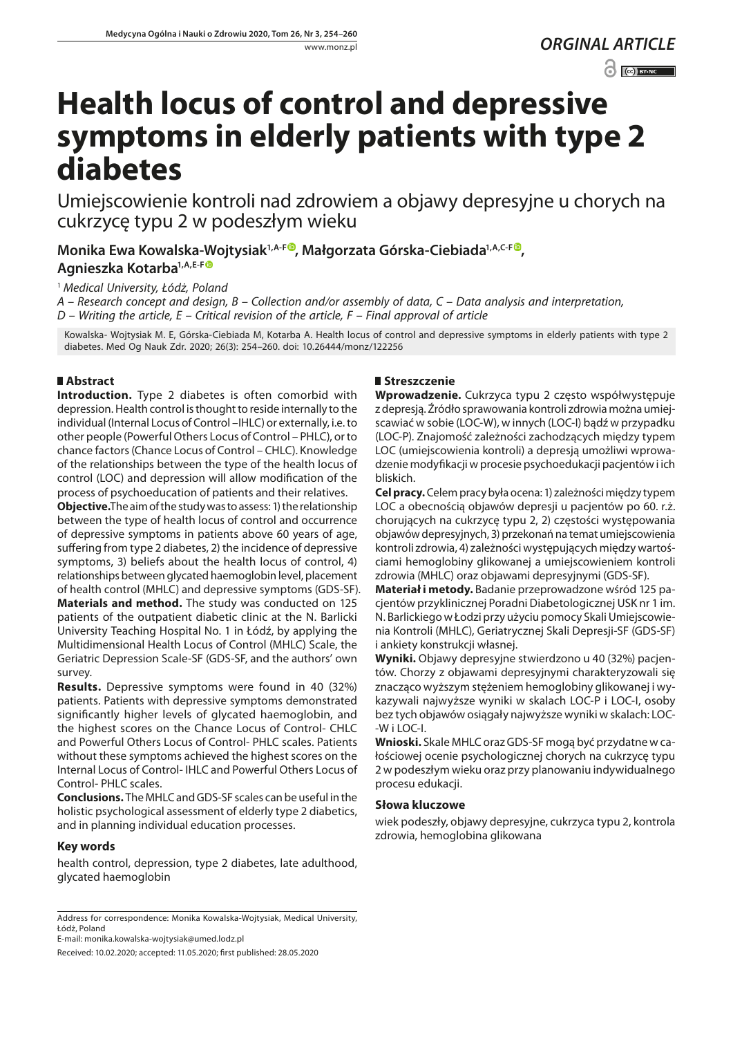*ORGINAL ARTICLE*

# Health locus of control and depressive symptoms in elderly patients with type 2 diabetes

Umiejscowienie kontroli nad zdrowiem a objawy depresyjne u chorych na cukrzycę typu 2 w podeszłym wieku

**Monika Ewa Kowalska-Wojtysiak[1,A-F], Małgorzata Górska-Ciebiada[1,A,C-F], Agnieszka Kotarba[1,A,E-F]**

[1] *Medical University, Łódź, Poland*

*A – Research concept and design, B – Collection and/or assembly of data, C – Data analysis and interpretation, D – Writing the article, E – Critical revision of the article, F – Final approval of article*

Kowalska- Wojtysiak M. E, Górska-Ciebiada M, Kotarba A. Health locus of control and depressive symptoms in elderly patients with type 2 diabetes. Med Og Nauk Zdr. 2020; 26(3): 254–260. doi: 10.26444/monz/122256

## Abstract

**Introduction.** Type 2 diabetes is often comorbid with depression. Health control is thought to reside internally to the individual (Internal Locus of Control –IHLC) or externally, i.e. to other people (Powerful Others Locus of Control – PHLC), or to chance factors (Chance Locus of Control – CHLC). Knowledge of the relationships between the type of the health locus of control (LOC) and depression will allow modification of the process of psychoeducation of patients and their relatives.

**Objective.** The aim of the study was to assess: 1) the relationship between the type of health locus of control and occurrence of depressive symptoms in patients above 60 years of age, suffering from type 2 diabetes, 2) the incidence of depressive symptoms, 3) beliefs about the health locus of control, 4) relationships between glycated haemoglobin level, placement of health control (MHLC) and depressive symptoms (GDS-SF).

**Materials and method.** The study was conducted on 125 patients of the outpatient diabetic clinic at the N. Barlicki University Teaching Hospital No. 1 in Łódź, by applying the Multidimensional Health Locus of Control (MHLC) Scale, the Geriatric Depression Scale-SF (GDS-SF, and the authors' own survey.

**Results.** Depressive symptoms were found in 40 (32%) patients. Patients with depressive symptoms demonstrated significantly higher levels of glycated haemoglobin, and the highest scores on the Chance Locus of Control- CHLC and Powerful Others Locus of Control- PHLC scales. Patients without these symptoms achieved the highest scores on the Internal Locus of Control- IHLC and Powerful Others Locus of Control- PHLC scales.

**Conclusions.** The MHLC and GDS-SF scales can be useful in the holistic psychological assessment of elderly type 2 diabetics, and in planning individual education processes.

### Key words

health control, depression, type 2 diabetes, late adulthood, glycated haemoglobin

## Streszczenie

**Wprowadzenie.** Cukrzyca typu 2 często współwystępuje z depresją. Źródło sprawowania kontroli zdrowia można umiejscawiać w sobie (LOC-W), w innych (LOC-I) bądź w przypadku (LOC-P). Znajomość zależności zachodzących między typem LOC (umiejscowienia kontroli) a depresją umożliwi wprowadzenie modyfikacji w procesie psychoedukacji pacjentów i ich bliskich.

**Cel pracy.** Celem pracy była ocena: 1) zależności między typem LOC a obecnością objawów depresji u pacjentów po 60. r.ż. chorujących na cukrzycę typu 2, 2) częstości występowania objawów depresyjnych, 3) przekonań na temat umiejscowienia kontroli zdrowia, 4) zależności występujących między wartościami hemoglobiny glikowanej a umiejscowieniem kontroli zdrowia (MHLC) oraz objawami depresyjnymi (GDS-SF).

**Materiał i metody.** Badanie przeprowadzone wśród 125 pacjentów przyklinicznej Poradni Diabetologicznej USK nr 1 im. N. Barlickiego w Łodzi przy użyciu pomocy Skali Umiejscowienia Kontroli (MHLC), Geriatrycznej Skali Depresji-SF (GDS-SF) i ankiety konstrukcji własnej.

**Wyniki.** Objawy depresyjne stwierdzono u 40 (32%) pacjentów. Chorzy z objawami depresyjnymi charakteryzowali się znacząco wyższym stężeniem hemoglobiny glikowanej i wykazywali najwyższe wyniki w skalach LOC-P i LOC-I, osoby bez tych objawów osiągały najwyższe wyniki w skalach: LOC-W i LOC-I.

**Wnioski.** Skale MHLC oraz GDS-SF mogą być przydatne w całościowej ocenie psychologicznej chorych na cukrzycę typu 2 w podeszłym wieku oraz przy planowaniu indywidualnego procesu edukacji.

### Słowa kluczowe

wiek podeszły, objawy depresyjne, cukrzyca typu 2, kontrola zdrowia, hemoglobina glikowana

---

Address for correspondence: Monika Kowalska-Wojtysiak, Medical University, Łódź, Poland
E-mail: monika.kowalska-wojtysiak@umed.lodz.pl

Received: 10.02.2020; accepted: 11.05.2020; first published: 28.05.2020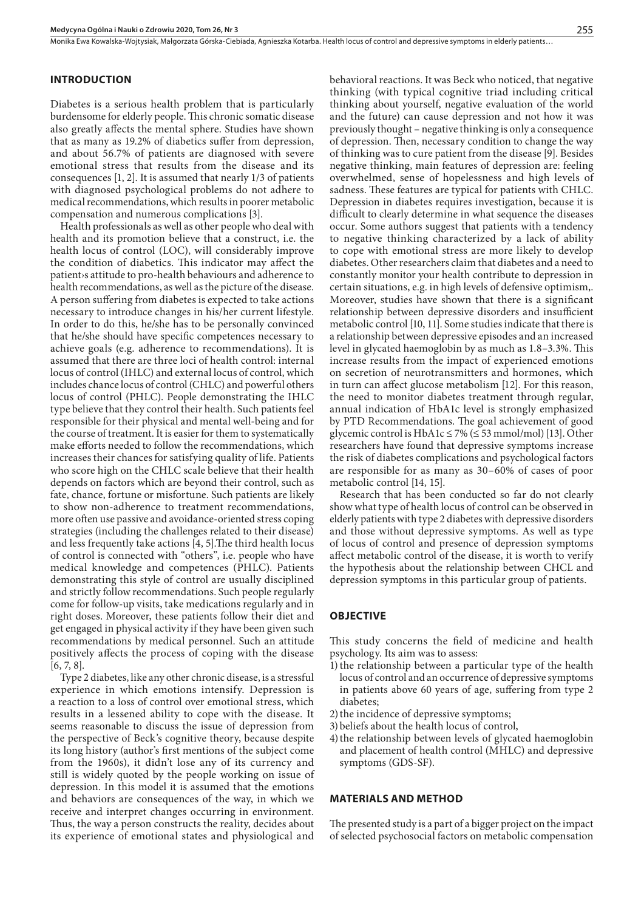## INTRODUCTION

Diabetes is a serious health problem that is particularly burdensome for elderly people. This chronic somatic disease also greatly affects the mental sphere. Studies have shown that as many as 19.2% of diabetics suffer from depression, and about 56.7% of patients are diagnosed with severe emotional stress that results from the disease and its consequences [1, 2]. It is assumed that nearly 1/3 of patients with diagnosed psychological problems do not adhere to medical recommendations, which results in poorer metabolic compensation and numerous complications [3].

Health professionals as well as other people who deal with health and its promotion believe that a construct, i.e. the health locus of control (LOC), will considerably improve the condition of diabetics. This indicator may affect the patient›s attitude to pro-health behaviours and adherence to health recommendations, as well as the picture of the disease. A person suffering from diabetes is expected to take actions necessary to introduce changes in his/her current lifestyle. In order to do this, he/she has to be personally convinced that he/she should have specific competences necessary to achieve goals (e.g. adherence to recommendations). It is assumed that there are three loci of health control: internal locus of control (IHLC) and external locus of control, which includes chance locus of control (CHLC) and powerful others locus of control (PHLC). People demonstrating the IHLC type believe that they control their health. Such patients feel responsible for their physical and mental well-being and for the course of treatment. It is easier for them to systematically make efforts needed to follow the recommendations, which increases their chances for satisfying quality of life. Patients who score high on the CHLC scale believe that their health depends on factors which are beyond their control, such as fate, chance, fortune or misfortune. Such patients are likely to show non-adherence to treatment recommendations, more often use passive and avoidance-oriented stress coping strategies (including the challenges related to their disease) and less frequently take actions [4, 5].The third health locus of control is connected with "others", i.e. people who have medical knowledge and competences (PHLC). Patients demonstrating this style of control are usually disciplined and strictly follow recommendations. Such people regularly come for follow-up visits, take medications regularly and in right doses. Moreover, these patients follow their diet and get engaged in physical activity if they have been given such recommendations by medical personnel. Such an attitude positively affects the process of coping with the disease [6, 7, 8].

Type 2 diabetes, like any other chronic disease, is a stressful experience in which emotions intensify. Depression is a reaction to a loss of control over emotional stress, which results in a lessened ability to cope with the disease. It seems reasonable to discuss the issue of depression from the perspective of Beck's cognitive theory, because despite its long history (author's first mentions of the subject come from the 1960s), it didn't lose any of its currency and still is widely quoted by the people working on issue of depression. In this model it is assumed that the emotions and behaviors are consequences of the way, in which we receive and interpret changes occurring in environment. Thus, the way a person constructs the reality, decides about its experience of emotional states and physiological and behavioral reactions. It was Beck who noticed, that negative thinking (with typical cognitive triad including critical thinking about yourself, negative evaluation of the world and the future) can cause depression and not how it was previously thought – negative thinking is only a consequence of depression. Then, necessary condition to change the way of thinking was to cure patient from the disease [9]. Besides negative thinking, main features of depression are: feeling overwhelmed, sense of hopelessness and high levels of sadness. These features are typical for patients with CHLC. Depression in diabetes requires investigation, because it is difficult to clearly determine in what sequence the diseases occur. Some authors suggest that patients with a tendency to negative thinking characterized by a lack of ability to cope with emotional stress are more likely to develop diabetes. Other researchers claim that diabetes and a need to constantly monitor your health contribute to depression in certain situations, e.g. in high levels of defensive optimism,. Moreover, studies have shown that there is a significant relationship between depressive disorders and insufficient metabolic control [10, 11]. Some studies indicate that there is a relationship between depressive episodes and an increased level in glycated haemoglobin by as much as 1.8–3.3%. This increase results from the impact of experienced emotions on secretion of neurotransmitters and hormones, which in turn can affect glucose metabolism [12]. For this reason, the need to monitor diabetes treatment through regular, annual indication of HbA1c level is strongly emphasized by PTD Recommendations. The goal achievement of good glycemic control is HbA1c ≤ 7% (≤ 53 mmol/mol) [13]. Other researchers have found that depressive symptoms increase the risk of diabetes complications and psychological factors are responsible for as many as 30–60% of cases of poor metabolic control [14, 15].

Research that has been conducted so far do not clearly show what type of health locus of control can be observed in elderly patients with type 2 diabetes with depressive disorders and those without depressive symptoms. As well as type of locus of control and presence of depression symptoms affect metabolic control of the disease, it is worth to verify the hypothesis about the relationship between CHCL and depression symptoms in this particular group of patients.

## OBJECTIVE

This study concerns the field of medicine and health psychology. Its aim was to assess:

1) the relationship between a particular type of the health locus of control and an occurrence of depressive symptoms in patients above 60 years of age, suffering from type 2 diabetes;
2) the incidence of depressive symptoms;
3) beliefs about the health locus of control,
4) the relationship between levels of glycated haemoglobin and placement of health control (MHLC) and depressive symptoms (GDS-SF).

## MATERIALS AND METHOD

The presented study is a part of a bigger project on the impact of selected psychosocial factors on metabolic compensation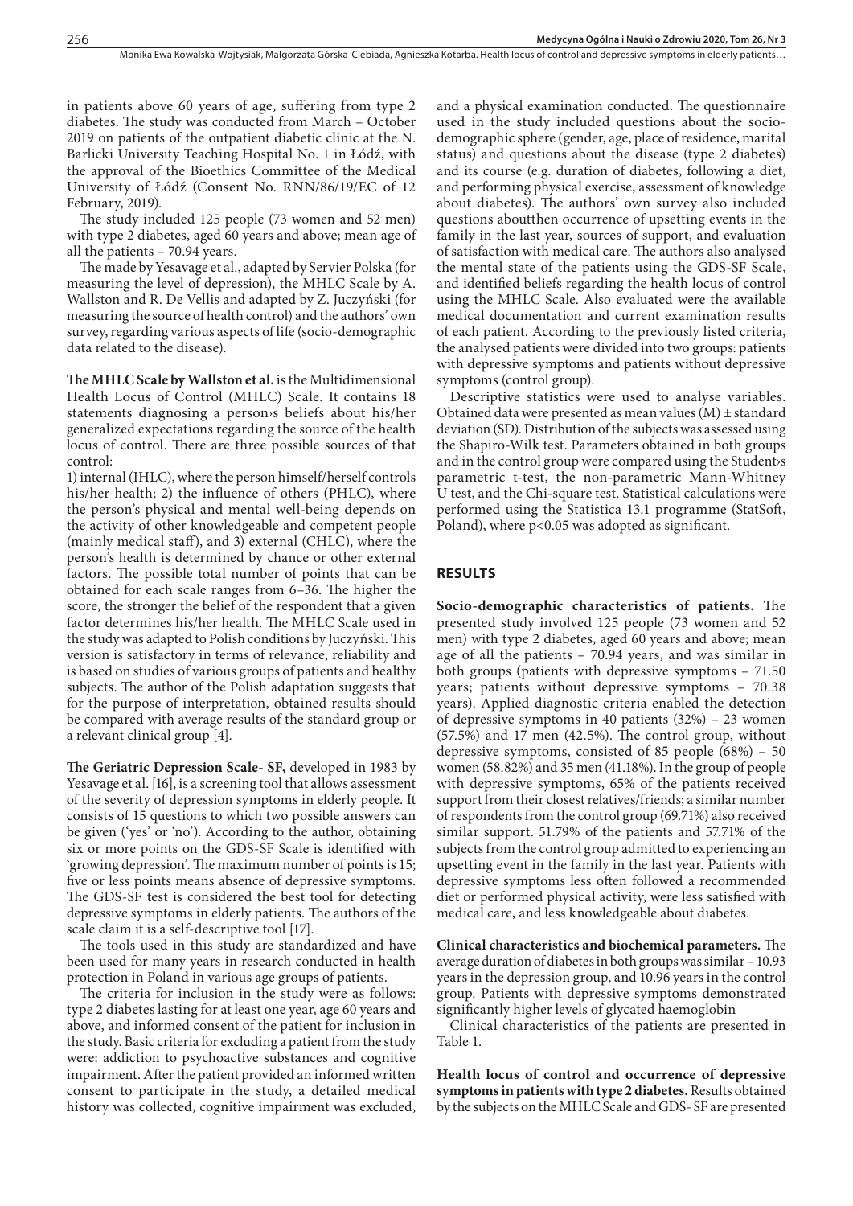in patients above 60 years of age, suffering from type 2 diabetes. The study was conducted from March – October 2019 on patients of the outpatient diabetic clinic at the N. Barlicki University Teaching Hospital No. 1 in Łódź, with the approval of the Bioethics Committee of the Medical University of Łódź (Consent No. RNN/86/19/EC of 12 February, 2019).

The study included 125 people (73 women and 52 men) with type 2 diabetes, aged 60 years and above; mean age of all the patients – 70.94 years.

The made by Yesavage et al., adapted by Servier Polska (for measuring the level of depression), the MHLC Scale by A. Wallston and R. De Vellis and adapted by Z. Juczyński (for measuring the source of health control) and the authors' own survey, regarding various aspects of life (socio-demographic data related to the disease).

**The MHLC Scale by Wallston et al.** is the Multidimensional Health Locus of Control (MHLC) Scale. It contains 18 statements diagnosing a person›s beliefs about his/her generalized expectations regarding the source of the health locus of control. There are three possible sources of that control:

1) internal (IHLC), where the person himself/herself controls his/her health; 2) the influence of others (PHLC), where the person's physical and mental well-being depends on the activity of other knowledgeable and competent people (mainly medical staff), and 3) external (CHLC), where the person's health is determined by chance or other external factors. The possible total number of points that can be obtained for each scale ranges from 6–36. The higher the score, the stronger the belief of the respondent that a given factor determines his/her health. The MHLC Scale used in the study was adapted to Polish conditions by Juczyński. This version is satisfactory in terms of relevance, reliability and is based on studies of various groups of patients and healthy subjects. The author of the Polish adaptation suggests that for the purpose of interpretation, obtained results should be compared with average results of the standard group or a relevant clinical group [4].

**The Geriatric Depression Scale- SF,** developed in 1983 by Yesavage et al. [16], is a screening tool that allows assessment of the severity of depression symptoms in elderly people. It consists of 15 questions to which two possible answers can be given ('yes' or 'no'). According to the author, obtaining six or more points on the GDS-SF Scale is identified with 'growing depression'. The maximum number of points is 15; five or less points means absence of depressive symptoms. The GDS-SF test is considered the best tool for detecting depressive symptoms in elderly patients. The authors of the scale claim it is a self-descriptive tool [17].

The tools used in this study are standardized and have been used for many years in research conducted in health protection in Poland in various age groups of patients.

The criteria for inclusion in the study were as follows: type 2 diabetes lasting for at least one year, age 60 years and above, and informed consent of the patient for inclusion in the study. Basic criteria for excluding a patient from the study were: addiction to psychoactive substances and cognitive impairment. After the patient provided an informed written consent to participate in the study, a detailed medical history was collected, cognitive impairment was excluded, and a physical examination conducted. The questionnaire used in the study included questions about the socio-demographic sphere (gender, age, place of residence, marital status) and questions about the disease (type 2 diabetes) and its course (e.g. duration of diabetes, following a diet, and performing physical exercise, assessment of knowledge about diabetes). The authors' own survey also included questions aboutthen occurrence of upsetting events in the family in the last year, sources of support, and evaluation of satisfaction with medical care. The authors also analysed the mental state of the patients using the GDS-SF Scale, and identified beliefs regarding the health locus of control using the MHLC Scale. Also evaluated were the available medical documentation and current examination results of each patient. According to the previously listed criteria, the analysed patients were divided into two groups: patients with depressive symptoms and patients without depressive symptoms (control group).

Descriptive statistics were used to analyse variables. Obtained data were presented as mean values (M) ± standard deviation (SD). Distribution of the subjects was assessed using the Shapiro-Wilk test. Parameters obtained in both groups and in the control group were compared using the Student›s parametric t-test, the non-parametric Mann-Whitney U test, and the Chi-square test. Statistical calculations were performed using the Statistica 13.1 programme (StatSoft, Poland), where $p<0.05$ was adopted as significant.

## RESULTS

**Socio-demographic characteristics of patients.** The presented study involved 125 people (73 women and 52 men) with type 2 diabetes, aged 60 years and above; mean age of all the patients – 70.94 years, and was similar in both groups (patients with depressive symptoms – 71.50 years; patients without depressive symptoms – 70.38 years). Applied diagnostic criteria enabled the detection of depressive symptoms in 40 patients (32%) – 23 women (57.5%) and 17 men (42.5%). The control group, without depressive symptoms, consisted of 85 people (68%) – 50 women (58.82%) and 35 men (41.18%). In the group of people with depressive symptoms, 65% of the patients received support from their closest relatives/friends; a similar number of respondents from the control group (69.71%) also received similar support. 51.79% of the patients and 57.71% of the subjects from the control group admitted to experiencing an upsetting event in the family in the last year. Patients with depressive symptoms less often followed a recommended diet or performed physical activity, were less satisfied with medical care, and less knowledgeable about diabetes.

**Clinical characteristics and biochemical parameters.** The average duration of diabetes in both groups was similar – 10.93 years in the depression group, and 10.96 years in the control group. Patients with depressive symptoms demonstrated significantly higher levels of glycated haemoglobin

Clinical characteristics of the patients are presented in Table 1.

**Health locus of control and occurrence of depressive symptoms in patients with type 2 diabetes.** Results obtained by the subjects on the MHLC Scale and GDS- SF are presented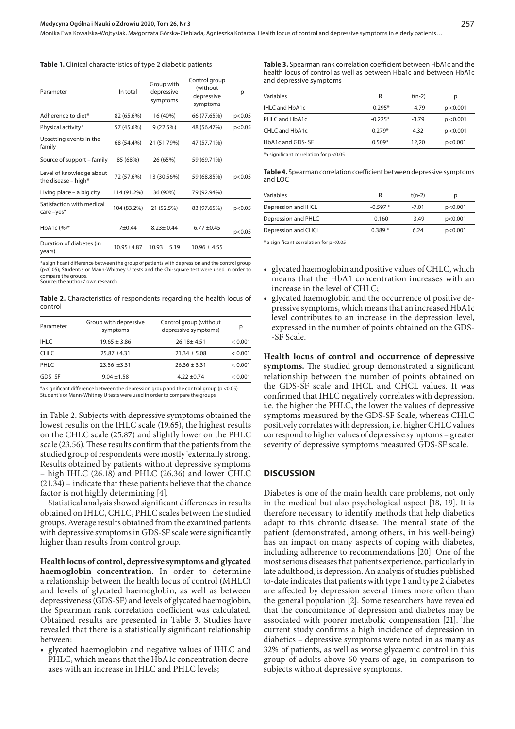**Table 1.** Clinical characteristics of type 2 diabetic patients

| Parameter | In total | Group with depressive symptoms | Control group (without depressive symptoms | p |
|---|---|---|---|---|
| Adherence to diet* | 82 (65.6%) | 16 (40%) | 66 (77.65%) | p<0.05 |
| Physical activity* | 57 (45.6%) | 9 (22.5%) | 48 (56.47%) | p<0.05 |
| Upsetting events in the family | 68 (54.4%) | 21 (51.79%) | 47 (57.71%) | |
| Source of support – family | 85 (68%) | 26 (65%) | 59 (69.71%) | |
| Level of knowledge about the disease – high* | 72 (57.6%) | 13 (30.56%) | 59 (68.85%) | p<0.05 |
| Living place – a big city | 114 (91.2%) | 36 (90%) | 79 (92.94%) | |
| Satisfaction with medical care –yes* | 104 (83.2%) | 21 (52.5%) | 83 (97.65%) | p<0.05 |
| HbA1c (%)* | 7±0.44 | 8.23± 0.44 | 6.77 ±0.45 | p<0.05 |
| Duration of diabetes (in years) | 10.95±4.87 | 10.93 ± 5.19 | 10.96 ± 4.55 | |

*a significant difference between the group of patients with depression and the control group (p<0.05); Student›s or Mann-Whitney U tests and the Chi-square test were used in order to compare the groups.
Source: the authors' own research

**Table 2.** Characteristics of respondents regarding the health locus of control

| Parameter | Group with depressive symptoms | Control group (without depressive symptoms) | p |
|---|---|---|---|
| IHLC | 19.65 ± 3.86 | 26.18± 4.51 | < 0.001 |
| CHLC | 25.87 ±4.31 | 21.34 ± 5.08 | < 0.001 |
| PHLC | 23.56 ±3.31 | 26.36 ± 3.31 | < 0.001 |
| GDS- SF | 9.04 ±1.58 | 4.22 ±0.74 | < 0.001 |

*a significant difference between the depression group and the control group (p <0.05)
Student's or Mann-Whitney U tests were used in order to compare the groups

in Table 2. Subjects with depressive symptoms obtained the lowest results on the IHLC scale (19.65), the highest results on the CHLC scale (25.87) and slightly lower on the PHLC scale (23.56). These results confirm that the patients from the studied group of respondents were mostly 'externally strong'. Results obtained by patients without depressive symptoms – high IHLC (26.18) and PHLC (26.36) and lower CHLC (21.34) – indicate that these patients believe that the chance factor is not highly determining [4].

Statistical analysis showed significant differences in results obtained on IHLC, CHLC, PHLC scales between the studied groups. Average results obtained from the examined patients with depressive symptoms in GDS-SF scale were significantly higher than results from control group.

**Health locus of control, depressive symptoms and glycated haemoglobin concentration.** In order to determine a relationship between the health locus of control (MHLC) and levels of glycated haemoglobin, as well as between depressiveness (GDS-SF) and levels of glycated haemoglobin, the Spearman rank correlation coefficient was calculated. Obtained results are presented in Table 3. Studies have revealed that there is a statistically significant relationship between:

- glycated haemoglobin and negative values of IHLC and PHLC, which means that the HbA1c concentration decreases with an increase in IHLC and PHLC levels;
- glycated haemoglobin and positive values of CHLC, which means that the HbA1 concentration increases with an increase in the level of CHLC;
- glycated haemoglobin and the occurrence of positive depressive symptoms, which means that an increased HbA1c level contributes to an increase in the depression level, expressed in the number of points obtained on the GDS-SF Scale.

**Table 3.** Spearman rank correlation coefficient between HbA1c and the health locus of control as well as between Hba1c and between HbA1c and depressive symptoms

| Variables | R | t(n-2) | p |
|---|---|---|---|
| IHLC and HbA1c | -0.295* | - 4.79 | p <0.001 |
| PHLC and HbA1c | -0.225* | -3.79 | p <0.001 |
| CHLC and HbA1c | 0.279* | 4.32 | p <0.001 |
| HbA1c and GDS- SF | 0.509* | 12,20 | p<0.001 |

*a significant correlation for p <0.05

**Table 4.** Spearman correlation coefficient between depressive symptoms and LOC

| Variables | R | t(n-2) | p |
|---|---|---|---|
| Depression and IHCL | -0.597 * | -7.01 | p<0.001 |
| Depression and PHLC | -0.160 | -3.49 | p<0.001 |
| Depression and CHCL | 0.389 * | 6.24 | p<0.001 |

* a significant correlation for p <0.05

**Health locus of control and occurrence of depressive symptoms.** The studied group demonstrated a significant relationship between the number of points obtained on the GDS-SF scale and IHCL and CHCL values. It was confirmed that IHLC negatively correlates with depression, i.e. the higher the PHLC, the lower the values of depressive symptoms measured by the GDS-SF Scale, whereas CHLC positively correlates with depression, i.e. higher CHLC values correspond to higher values of depressive symptoms – greater severity of depressive symptoms measured GDS-SF scale.

## DISCUSSION

Diabetes is one of the main health care problems, not only in the medical but also psychological aspect [18, 19]. It is therefore necessary to identify methods that help diabetics adapt to this chronic disease. The mental state of the patient (demonstrated, among others, in his well-being) has an impact on many aspects of coping with diabetes, including adherence to recommendations [20]. One of the most serious diseases that patients experience, particularly in late adulthood, is depression. An analysis of studies published to-date indicates that patients with type 1 and type 2 diabetes are affected by depression several times more often than the general population [2]. Some researchers have revealed that the concomitance of depression and diabetes may be associated with poorer metabolic compensation [21]. The current study confirms a high incidence of depression in diabetics – depressive symptoms were noted in as many as 32% of patients, as well as worse glycaemic control in this group of adults above 60 years of age, in comparison to subjects without depressive symptoms.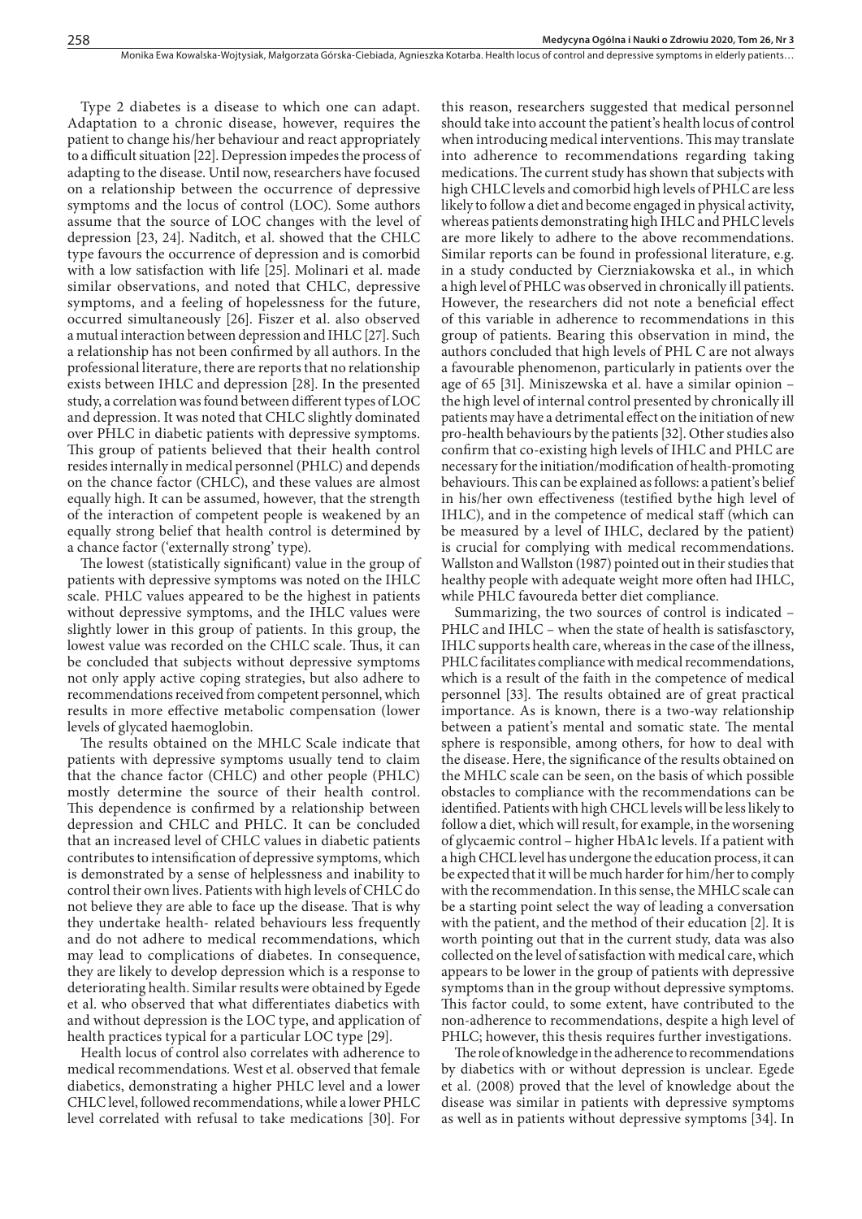Type 2 diabetes is a disease to which one can adapt. Adaptation to a chronic disease, however, requires the patient to change his/her behaviour and react appropriately to a difficult situation [22]. Depression impedes the process of adapting to the disease. Until now, researchers have focused on a relationship between the occurrence of depressive symptoms and the locus of control (LOC). Some authors assume that the source of LOC changes with the level of depression [23, 24]. Naditch, et al. showed that the CHLC type favours the occurrence of depression and is comorbid with a low satisfaction with life [25]. Molinari et al. made similar observations, and noted that CHLC, depressive symptoms, and a feeling of hopelessness for the future, occurred simultaneously [26]. Fiszer et al. also observed a mutual interaction between depression and IHLC [27]. Such a relationship has not been confirmed by all authors. In the professional literature, there are reports that no relationship exists between IHLC and depression [28]. In the presented study, a correlation was found between different types of LOC and depression. It was noted that CHLC slightly dominated over PHLC in diabetic patients with depressive symptoms. This group of patients believed that their health control resides internally in medical personnel (PHLC) and depends on the chance factor (CHLC), and these values are almost equally high. It can be assumed, however, that the strength of the interaction of competent people is weakened by an equally strong belief that health control is determined by a chance factor ('externally strong' type).

The lowest (statistically significant) value in the group of patients with depressive symptoms was noted on the IHLC scale. PHLC values appeared to be the highest in patients without depressive symptoms, and the IHLC values were slightly lower in this group of patients. In this group, the lowest value was recorded on the CHLC scale. Thus, it can be concluded that subjects without depressive symptoms not only apply active coping strategies, but also adhere to recommendations received from competent personnel, which results in more effective metabolic compensation (lower levels of glycated haemoglobin.

The results obtained on the MHLC Scale indicate that patients with depressive symptoms usually tend to claim that the chance factor (CHLC) and other people (PHLC) mostly determine the source of their health control. This dependence is confirmed by a relationship between depression and CHLC and PHLC. It can be concluded that an increased level of CHLC values in diabetic patients contributes to intensification of depressive symptoms, which is demonstrated by a sense of helplessness and inability to control their own lives. Patients with high levels of CHLC do not believe they are able to face up the disease. That is why they undertake health- related behaviours less frequently and do not adhere to medical recommendations, which may lead to complications of diabetes. In consequence, they are likely to develop depression which is a response to deteriorating health. Similar results were obtained by Egede et al. who observed that what differentiates diabetics with and without depression is the LOC type, and application of health practices typical for a particular LOC type [29].

Health locus of control also correlates with adherence to medical recommendations. West et al. observed that female diabetics, demonstrating a higher PHLC level and a lower CHLC level, followed recommendations, while a lower PHLC level correlated with refusal to take medications [30]. For this reason, researchers suggested that medical personnel should take into account the patient's health locus of control when introducing medical interventions. This may translate into adherence to recommendations regarding taking medications. The current study has shown that subjects with high CHLC levels and comorbid high levels of PHLC are less likely to follow a diet and become engaged in physical activity, whereas patients demonstrating high IHLC and PHLC levels are more likely to adhere to the above recommendations. Similar reports can be found in professional literature, e.g. in a study conducted by Cierzniakowska et al., in which a high level of PHLC was observed in chronically ill patients. However, the researchers did not note a beneficial effect of this variable in adherence to recommendations in this group of patients. Bearing this observation in mind, the authors concluded that high levels of PHL C are not always a favourable phenomenon, particularly in patients over the age of 65 [31]. Miniszewska et al. have a similar opinion – the high level of internal control presented by chronically ill patients may have a detrimental effect on the initiation of new pro-health behaviours by the patients [32]. Other studies also confirm that co-existing high levels of IHLC and PHLC are necessary for the initiation/modification of health-promoting behaviours. This can be explained as follows: a patient's belief in his/her own effectiveness (testified bythe high level of IHLC), and in the competence of medical staff (which can be measured by a level of IHLC, declared by the patient) is crucial for complying with medical recommendations. Wallston and Wallston (1987) pointed out in their studies that healthy people with adequate weight more often had IHLC, while PHLC favoureda better diet compliance.

Summarizing, the two sources of control is indicated – PHLC and IHLC – when the state of health is satisfasctory, IHLC supports health care, whereas in the case of the illness, PHLC facilitates compliance with medical recommendations, which is a result of the faith in the competence of medical personnel [33]. The results obtained are of great practical importance. As is known, there is a two-way relationship between a patient's mental and somatic state. The mental sphere is responsible, among others, for how to deal with the disease. Here, the significance of the results obtained on the MHLC scale can be seen, on the basis of which possible obstacles to compliance with the recommendations can be identified. Patients with high CHCL levels will be less likely to follow a diet, which will result, for example, in the worsening of glycaemic control – higher HbA1c levels. If a patient with a high CHCL level has undergone the education process, it can be expected that it will be much harder for him/her to comply with the recommendation. In this sense, the MHLC scale can be a starting point select the way of leading a conversation with the patient, and the method of their education [2]. It is worth pointing out that in the current study, data was also collected on the level of satisfaction with medical care, which appears to be lower in the group of patients with depressive symptoms than in the group without depressive symptoms. This factor could, to some extent, have contributed to the non-adherence to recommendations, despite a high level of PHLC; however, this thesis requires further investigations.

The role of knowledge in the adherence to recommendations by diabetics with or without depression is unclear. Egede et al. (2008) proved that the level of knowledge about the disease was similar in patients with depressive symptoms as well as in patients without depressive symptoms [34]. In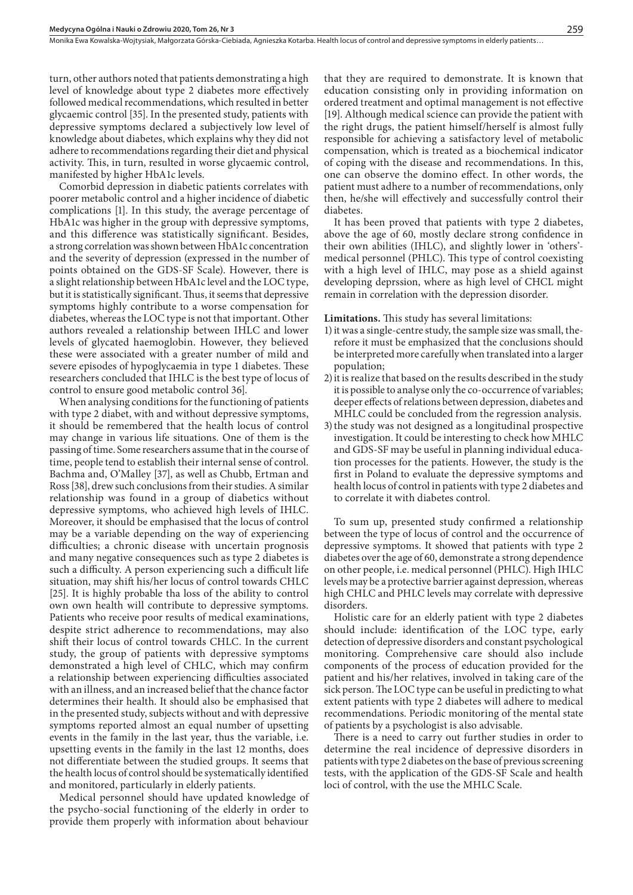turn, other authors noted that patients demonstrating a high level of knowledge about type 2 diabetes more effectively followed medical recommendations, which resulted in better glycaemic control [35]. In the presented study, patients with depressive symptoms declared a subjectively low level of knowledge about diabetes, which explains why they did not adhere to recommendations regarding their diet and physical activity. This, in turn, resulted in worse glycaemic control, manifested by higher HbA1c levels.

Comorbid depression in diabetic patients correlates with poorer metabolic control and a higher incidence of diabetic complications [1]. In this study, the average percentage of HbA1c was higher in the group with depressive symptoms, and this difference was statistically significant. Besides, a strong correlation was shown between HbA1c concentration and the severity of depression (expressed in the number of points obtained on the GDS-SF Scale). However, there is a slight relationship between HbA1c level and the LOC type, but it is statistically significant. Thus, it seems that depressive symptoms highly contribute to a worse compensation for diabetes, whereas the LOC type is not that important. Other authors revealed a relationship between IHLC and lower levels of glycated haemoglobin. However, they believed these were associated with a greater number of mild and severe episodes of hypoglycaemia in type 1 diabetes. These researchers concluded that IHLC is the best type of locus of control to ensure good metabolic control 36].

When analysing conditions for the functioning of patients with type 2 diabet, with and without depressive symptoms, it should be remembered that the health locus of control may change in various life situations. One of them is the passing of time. Some researchers assume that in the course of time, people tend to establish their internal sense of control. Bachma and, O'Malley [37], as well as Chubb, Ertman and Ross [38], drew such conclusions from their studies. A similar relationship was found in a group of diabetics without depressive symptoms, who achieved high levels of IHLC. Moreover, it should be emphasised that the locus of control may be a variable depending on the way of experiencing difficulties; a chronic disease with uncertain prognosis and many negative consequences such as type 2 diabetes is such a difficulty. A person experiencing such a difficult life situation, may shift his/her locus of control towards CHLC [25]. It is highly probable tha loss of the ability to control own own health will contribute to depressive symptoms. Patients who receive poor results of medical examinations, despite strict adherence to recommendations, may also shift their locus of control towards CHLC. In the current study, the group of patients with depressive symptoms demonstrated a high level of CHLC, which may confirm a relationship between experiencing difficulties associated with an illness, and an increased belief that the chance factor determines their health. It should also be emphasised that in the presented study, subjects without and with depressive symptoms reported almost an equal number of upsetting events in the family in the last year, thus the variable, i.e. upsetting events in the family in the last 12 months, does not differentiate between the studied groups. It seems that the health locus of control should be systematically identified and monitored, particularly in elderly patients.

Medical personnel should have updated knowledge of the psycho-social functioning of the elderly in order to provide them properly with information about behaviour that they are required to demonstrate. It is known that education consisting only in providing information on ordered treatment and optimal management is not effective [19]. Although medical science can provide the patient with the right drugs, the patient himself/herself is almost fully responsible for achieving a satisfactory level of metabolic compensation, which is treated as a biochemical indicator of coping with the disease and recommendations. In this, one can observe the domino effect. In other words, the patient must adhere to a number of recommendations, only then, he/she will effectively and successfully control their diabetes.

It has been proved that patients with type 2 diabetes, above the age of 60, mostly declare strong confidence in their own abilities (IHLC), and slightly lower in 'others'-medical personnel (PHLC). This type of control coexisting with a high level of IHLC, may pose as a shield against developing deprssion, where as high level of CHCL might remain in correlation with the depression disorder.

**Limitations.** This study has several limitations:

1) it was a single-centre study, the sample size was small, therefore it must be emphasized that the conclusions should be interpreted more carefully when translated into a larger population;
2) it is realize that based on the results described in the study it is possible to analyse only the co-occurrence of variables; deeper effects of relations between depression, diabetes and MHLC could be concluded from the regression analysis.
3) the study was not designed as a longitudinal prospective investigation. It could be interesting to check how MHLC and GDS-SF may be useful in planning individual education processes for the patients. However, the study is the first in Poland to evaluate the depressive symptoms and health locus of control in patients with type 2 diabetes and to correlate it with diabetes control.

To sum up, presented study confirmed a relationship between the type of locus of control and the occurrence of depressive symptoms. It showed that patients with type 2 diabetes over the age of 60, demonstrate a strong dependence on other people, i.e. medical personnel (PHLC). High IHLC levels may be a protective barrier against depression, whereas high CHLC and PHLC levels may correlate with depressive disorders.

Holistic care for an elderly patient with type 2 diabetes should include: identification of the LOC type, early detection of depressive disorders and constant psychological monitoring. Comprehensive care should also include components of the process of education provided for the patient and his/her relatives, involved in taking care of the sick person. The LOC type can be useful in predicting to what extent patients with type 2 diabetes will adhere to medical recommendations. Periodic monitoring of the mental state of patients by a psychologist is also advisable.

There is a need to carry out further studies in order to determine the real incidence of depressive disorders in patients with type 2 diabetes on the base of previous screening tests, with the application of the GDS-SF Scale and health loci of control, with the use the MHLC Scale.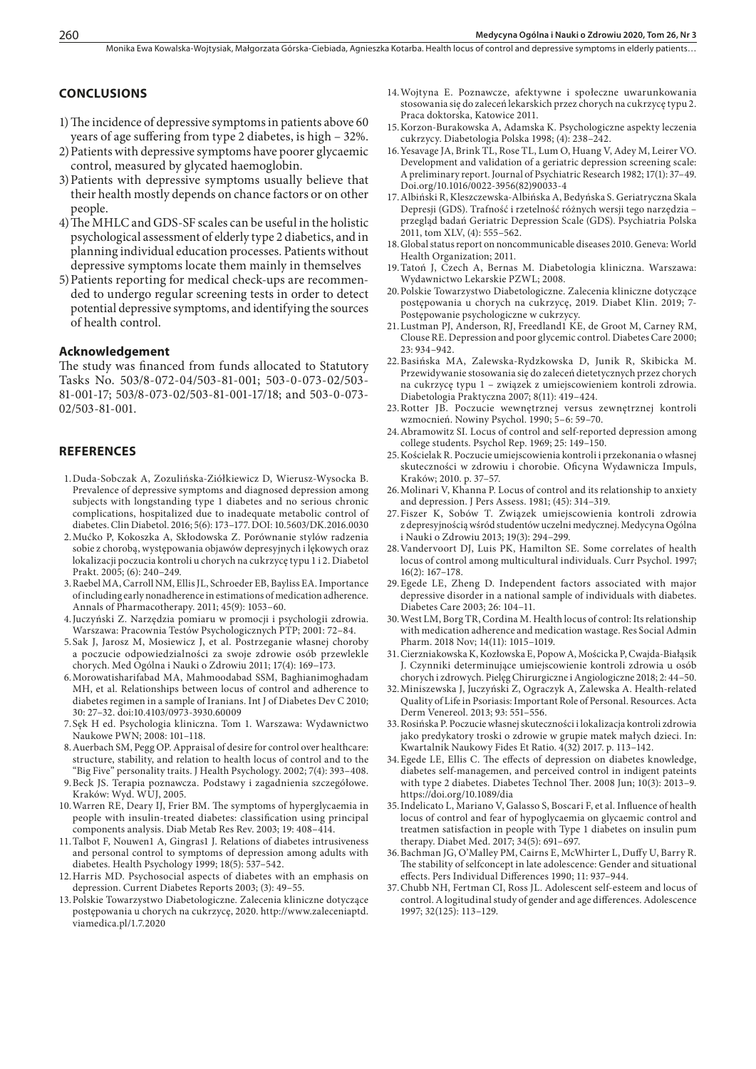## CONCLUSIONS

1) The incidence of depressive symptoms in patients above 60 years of age suffering from type 2 diabetes, is high – 32%.
2) Patients with depressive symptoms have poorer glycaemic control, measured by glycated haemoglobin.
3) Patients with depressive symptoms usually believe that their health mostly depends on chance factors or on other people.
4) The MHLC and GDS-SF scales can be useful in the holistic psychological assessment of elderly type 2 diabetics, and in planning individual education processes. Patients without depressive symptoms locate them mainly in themselves
5) Patients reporting for medical check-ups are recommended to undergo regular screening tests in order to detect potential depressive symptoms, and identifying the sources of health control.

### Acknowledgement

The study was financed from funds allocated to Statutory Tasks No. 503/8-072-04/503-81-001; 503-0-073-02/503-81-001-17; 503/8-073-02/503-81-001-17/18; and 503-0-073-02/503-81-001.

## REFERENCES

1. Duda-Sobczak A, Zozulińska-Ziółkiewicz D, Wierusz-Wysocka B. Prevalence of depressive symptoms and diagnosed depression among subjects with longstanding type 1 diabetes and no serious chronic complications, hospitalized due to inadequate metabolic control of diabetes. Clin Diabetol. 2016; 5(6): 173–177. DOI: 10.5603/DK.2016.0030
2. Mućko P, Kokoszka A, Skłodowska Z. Porównanie stylów radzenia sobie z chorobą, występowania objawów depresyjnych i lękowych oraz lokalizacji poczucia kontroli u chorych na cukrzycę typu 1 i 2. Diabetol Prakt. 2005; (6): 240–249.
3. Raebel MA, Carroll NM, Ellis JL, Schroeder EB, Bayliss EA. Importance of including early nonadherence in estimations of medication adherence. Annals of Pharmacotherapy. 2011; 45(9): 1053–60.
4. Juczyński Z. Narzędzia pomiaru w promocji i psychologii zdrowia. Warszawa: Pracownia Testów Psychologicznych PTP; 2001: 72–84.
5. Sak J, Jarosz M, Mosiewicz J, et al. Postrzeganie własnej choroby a poczucie odpowiedzialności za swoje zdrowie osób przewlekle chorych. Med Ogólna i Nauki o Zdrowiu 2011; 17(4): 169–173.
6. Morowatisharifabad MA, Mahmoodabad SSM, Baghianimoghadam MH, et al. Relationships between locus of control and adherence to diabetes regimen in a sample of Iranians. Int J of Diabetes Dev C 2010; 30: 27–32. doi:10.4103/0973-3930.60009
7. Sęk H ed. Psychologia kliniczna. Tom 1. Warszawa: Wydawnictwo Naukowe PWN; 2008: 101–118.
8. Auerbach SM, Pegg OP. Appraisal of desire for control over healthcare: structure, stability, and relation to health locus of control and to the "Big Five" personality traits. J Health Psychology. 2002; 7(4): 393–408.
9. Beck JS. Terapia poznawcza. Podstawy i zagadnienia szczegółowe. Kraków: Wyd. WUJ, 2005.
10. Warren RE, Deary IJ, Frier BM. The symptoms of hyperglycaemia in people with insulin-treated diabetes: classification using principal components analysis. Diab Metab Res Rev. 2003; 19: 408–414.
11. Talbot F, Nouwen1 A, Gingras1 J. Relations of diabetes intrusiveness and personal control to symptoms of depression among adults with diabetes. Health Psychology 1999; 18(5): 537–542.
12. Harris MD. Psychosocial aspects of diabetes with an emphasis on depression. Current Diabetes Reports 2003; (3): 49–55.
13. Polskie Towarzystwo Diabetologiczne. Zalecenia kliniczne dotyczące postępowania u chorych na cukrzycę, 2020. http://www.zaleceniaptd.viamedica.pl/1.7.2020
14. Wojtyna E. Poznawcze, afektywne i społeczne uwarunkowania stosowania się do zaleceń lekarskich przez chorych na cukrzycę typu 2. Praca doktorska, Katowice 2011.
15. Korzon-Burakowska A, Adamska K. Psychologiczne aspekty leczenia cukrzycy. Diabetologia Polska 1998; (4): 238–242.
16. Yesavage JA, Brink TL, Rose TL, Lum O, Huang V, Adey M, Leirer VO. Development and validation of a geriatric depression screening scale: A preliminary report. Journal of Psychiatric Research 1982; 17(1): 37–49. Doi.org/10.1016/0022-3956(82)90033-4
17. Albiński R, Kleszczewska-Albińska A, Bedyńska S. Geriatryczna Skala Depresji (GDS). Trafność i rzetelność różnych wersji tego narzędzia – przegląd badań Geriatric Depression Scale (GDS). Psychiatria Polska 2011, tom XLV, (4): 555–562.
18. Global status report on noncommunicable diseases 2010. Geneva: World Health Organization; 2011.
19. Tatoń J, Czech A, Bernas M. Diabetologia kliniczna. Warszawa: Wydawnictwo Lekarskie PZWL; 2008.
20. Polskie Towarzystwo Diabetologiczne. Zalecenia kliniczne dotyczące postępowania u chorych na cukrzycę, 2019. Diabet Klin. 2019; 7- Postępowanie psychologiczne w cukrzycy.
21. Lustman PJ, Anderson, RJ, Freedland1 KE, de Groot M, Carney RM, Clouse RE. Depression and poor glycemic control. Diabetes Care 2000; 23: 934–942.
22. Basińska MA, Zalewska-Rydzkowska D, Junik R, Skibicka M. Przewidywanie stosowania się do zaleceń dietetycznych przez chorych na cukrzycę typu 1 – związek z umiejscowieniem kontroli zdrowia. Diabetologia Praktyczna 2007; 8(11): 419–424.
23. Rotter JB. Poczucie wewnętrznej versus zewnętrznej kontroli wzmocnień. Nowiny Psychol. 1990; 5–6: 59–70.
24. Abramowitz SI. Locus of control and self-reported depression among college students. Psychol Rep. 1969; 25: 149–150.
25. Kościelak R. Poczucie umiejscowienia kontroli i przekonania o własnej skuteczności w zdrowiu i chorobie. Oficyna Wydawnicza Impuls, Kraków; 2010. p. 37–57.
26. Molinari V, Khanna P. Locus of control and its relationship to anxiety and depression. J Pers Assess. 1981; (45): 314–319.
27. Fiszer K, Sobów T. Związek umiejscowienia kontroli zdrowia z depresyjnością wśród studentów uczelni medycznej. Medycyna Ogólna i Nauki o Zdrowiu 2013; 19(3): 294–299.
28. Vandervoort DJ, Luis PK, Hamilton SE. Some correlates of health locus of control among multicultural individuals. Curr Psychol. 1997; 16(2): 167–178.
29. Egede LE, Zheng D. Independent factors associated with major depressive disorder in a national sample of individuals with diabetes. Diabetes Care 2003; 26: 104–11.
30. West LM, Borg TR, Cordina M. Health locus of control: Its relationship with medication adherence and medication wastage. Res Social Admin Pharm. 2018 Nov; 14(11): 1015–1019.
31. Cierzniakowska K, Kozłowska E, Popow A, Mościcka P, Cwajda-Białąsik J. Czynniki determinujące umiejscowienie kontroli zdrowia u osób chorych i zdrowych. Pielęg Chirurgiczne i Angiologiczne 2018; 2: 44–50.
32. Miniszewska J, Juczyński Z, Ograczyk A, Zalewska A. Health-related Quality of Life in Psoriasis: Important Role of Personal. Resources. Acta Derm Venereol. 2013; 93: 551–556.
33. Rosińska P. Poczucie własnej skuteczności i lokalizacja kontroli zdrowia jako predykatory troski o zdrowie w grupie matek małych dzieci. In: Kwartalnik Naukowy Fides Et Ratio. 4(32) 2017. p. 113–142.
34. Egede LE, Ellis C. The effects of depression on diabetes knowledge, diabetes self-managemen, and perceived control in indigent pateints with type 2 diabetes. Diabetes Technol Ther. 2008 Jun; 10(3): 2013–9. https://doi.org/10.1089/dia
35. Indelicato L, Mariano V, Galasso S, Boscari F, et al. Influence of health locus of control and fear of hypoglycaemia on glycaemic control and treatmen satisfaction in people with Type 1 diabetes on insulin pum therapy. Diabet Med. 2017; 34(5): 691–697.
36. Bachman JG, O'Malley PM, Cairns E, McWhirter L, Duffy U, Barry R. The stability of selfconcept in late adolescence: Gender and situational effects. Pers Individual Differences 1990; 11: 937–944.
37. Chubb NH, Fertman CI, Ross JL. Adolescent self-esteem and locus of control. A logitudinal study of gender and age differences. Adolescence 1997; 32(125): 113–129.